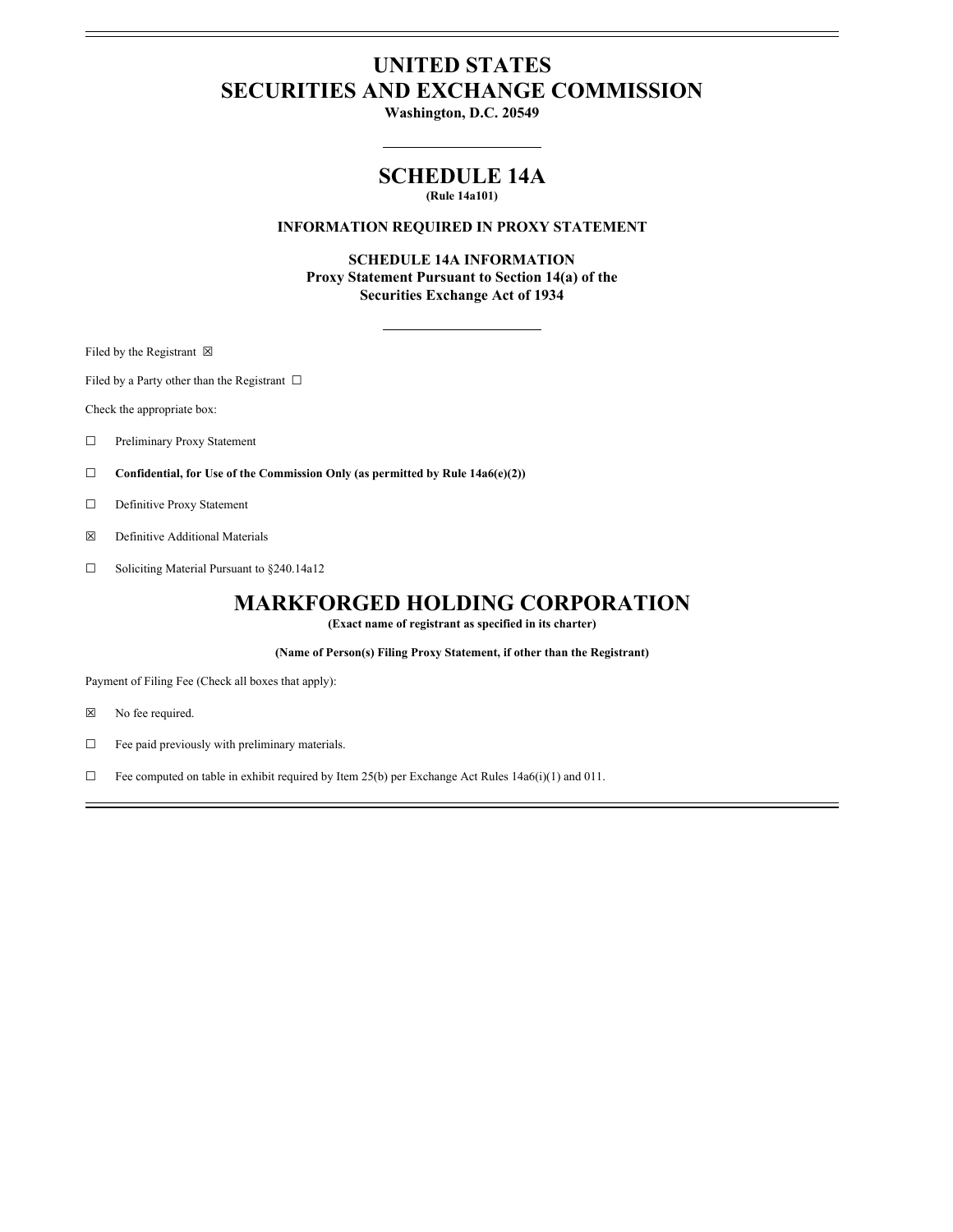# UNITED STATES
# SECURITIES AND EXCHANGE COMMISSION

**Washington, D.C. 20549**

## SCHEDULE 14A

**(Rule 14a101)**

**INFORMATION REQUIRED IN PROXY STATEMENT**

**SCHEDULE 14A INFORMATION**
**Proxy Statement Pursuant to Section 14(a) of the**
**Securities Exchange Act of 1934**

Filed by the Registrant ☒

Filed by a Party other than the Registrant ☐

Check the appropriate box:

☐ Preliminary Proxy Statement

☐ **Confidential, for Use of the Commission Only (as permitted by Rule 14a6(e)(2))**

☐ Definitive Proxy Statement

☒ Definitive Additional Materials

☐ Soliciting Material Pursuant to §240.14a12

# MARKFORGED HOLDING CORPORATION

**(Exact name of registrant as specified in its charter)**

**(Name of Person(s) Filing Proxy Statement, if other than the Registrant)**

Payment of Filing Fee (Check all boxes that apply):

☒ No fee required.

☐ Fee paid previously with preliminary materials.

☐ Fee computed on table in exhibit required by Item 25(b) per Exchange Act Rules 14a6(i)(1) and 011.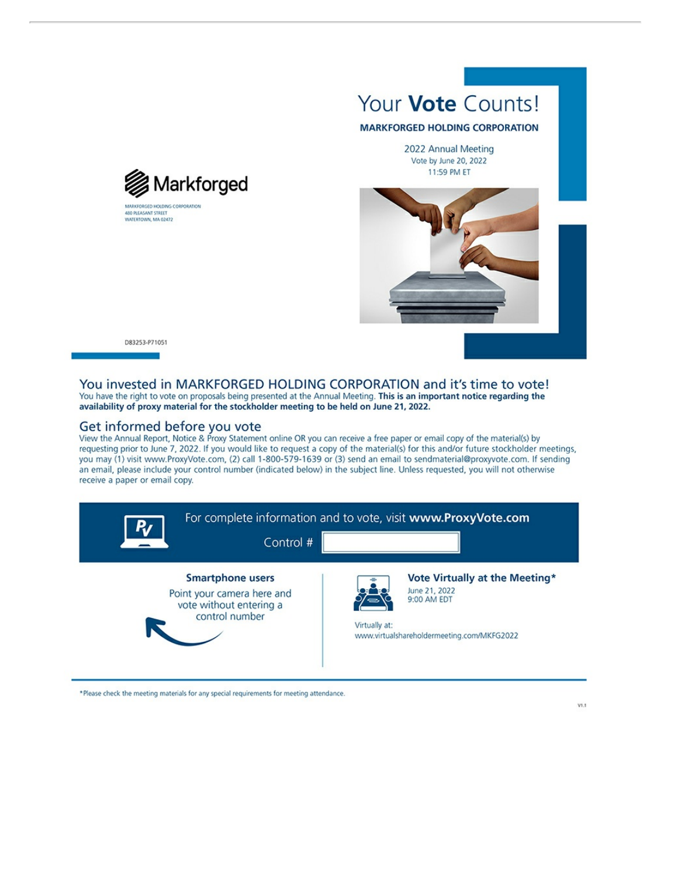Markforged

MARKFORGED HOLDING CORPORATION
400 PLEASANT STREET
WATERTOWN, MA 02472

D83253-P71051

# Your **Vote** Counts!

**MARKFORGED HOLDING CORPORATION**

2022 Annual Meeting
Vote by June 20, 2022
11:59 PM ET

## You invested in MARKFORGED HOLDING CORPORATION and it's time to vote!

You have the right to vote on proposals being presented at the Annual Meeting. **This is an important notice regarding the availability of proxy material for the stockholder meeting to be held on June 21, 2022.**

## Get informed before you vote

View the Annual Report, Notice & Proxy Statement online OR you can receive a free paper or email copy of the material(s) by requesting prior to June 7, 2022. If you would like to request a copy of the material(s) for this and/or future stockholder meetings, you may (1) visit www.ProxyVote.com, (2) call 1-800-579-1639 or (3) send an email to sendmaterial@proxyvote.com. If sending an email, please include your control number (indicated below) in the subject line. Unless requested, you will not otherwise receive a paper or email copy.

For complete information and to vote, visit **www.ProxyVote.com**

Control #

**Smartphone users**

Point your camera here and vote without entering a control number

**Vote Virtually at the Meeting***

June 21, 2022
9:00 AM EDT

Virtually at:
www.virtualshareholdermeeting.com/MKFG2022

*Please check the meeting materials for any special requirements for meeting attendance.

V1.1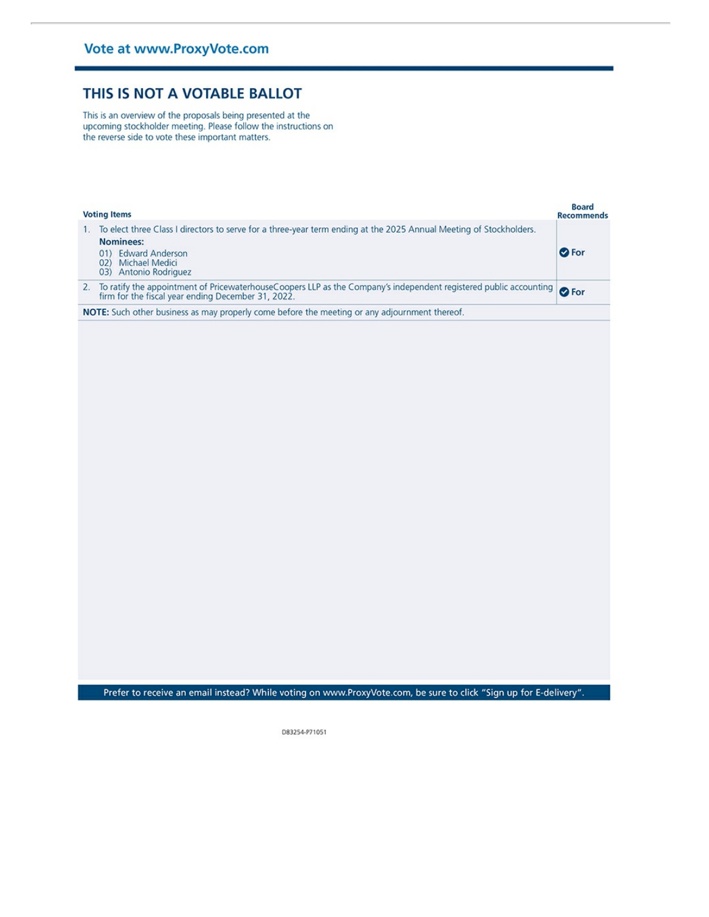## Vote at www.ProxyVote.com

# THIS IS NOT A VOTABLE BALLOT

This is an overview of the proposals being presented at the upcoming stockholder meeting. Please follow the instructions on the reverse side to vote these important matters.

| Voting Items | Board Recommends |
|---|---|
| 1. To elect three Class I directors to serve for a three-year term ending at the 2025 Annual Meeting of Stockholders.<br>**Nominees:**<br>01) Edward Anderson<br>02) Michael Medici<br>03) Antonio Rodriguez | For |
| 2. To ratify the appointment of PricewaterhouseCoopers LLP as the Company's independent registered public accounting firm for the fiscal year ending December 31, 2022. | For |

**NOTE:** Such other business as may properly come before the meeting or any adjournment thereof.

Prefer to receive an email instead? While voting on www.ProxyVote.com, be sure to click "Sign up for E-delivery".

D83254-P71051